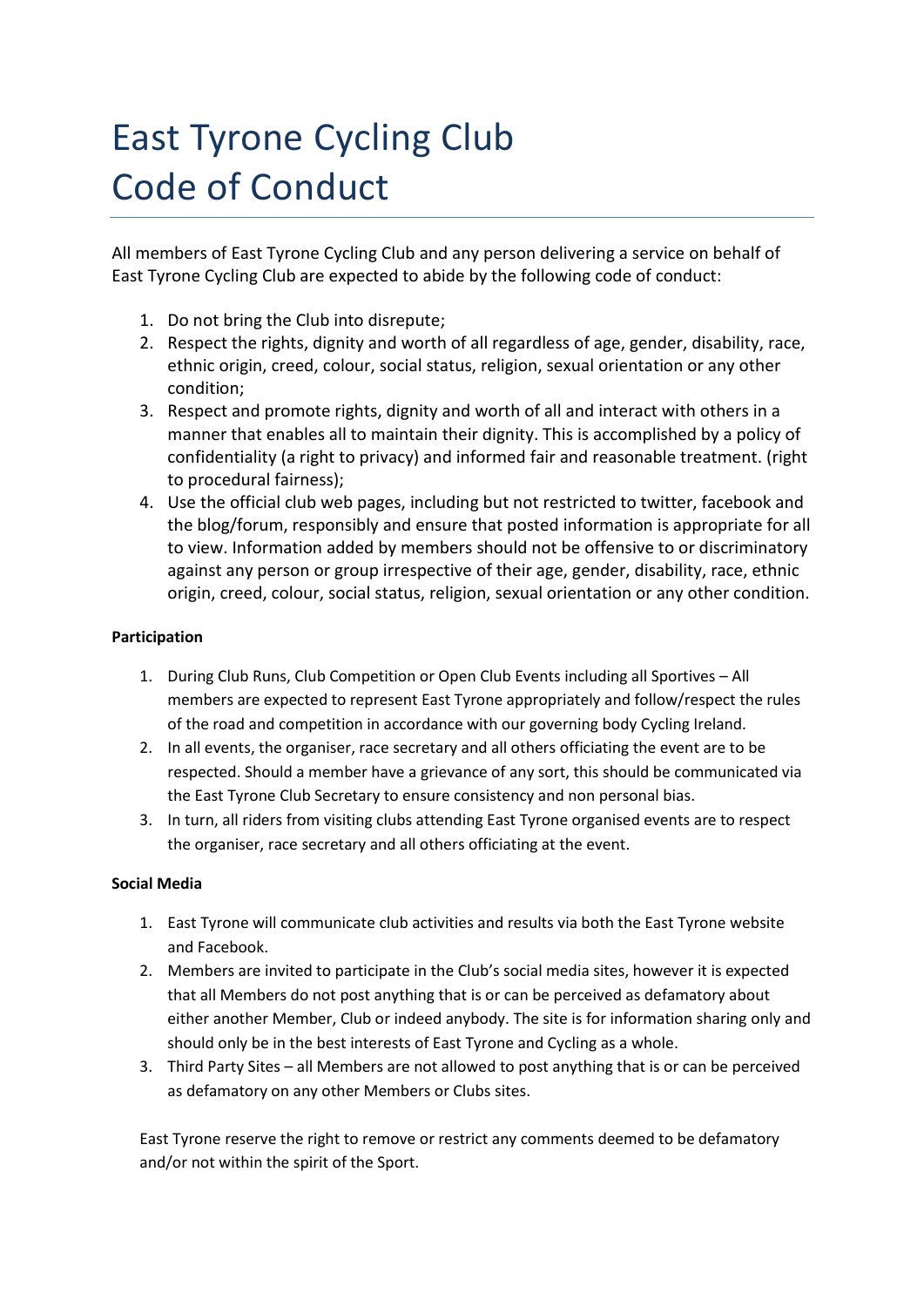# East Tyrone Cycling Club
# Code of Conduct

All members of East Tyrone Cycling Club and any person delivering a service on behalf of East Tyrone Cycling Club are expected to abide by the following code of conduct:

1. Do not bring the Club into disrepute;
2. Respect the rights, dignity and worth of all regardless of age, gender, disability, race, ethnic origin, creed, colour, social status, religion, sexual orientation or any other condition;
3. Respect and promote rights, dignity and worth of all and interact with others in a manner that enables all to maintain their dignity. This is accomplished by a policy of confidentiality (a right to privacy) and informed fair and reasonable treatment. (right to procedural fairness);
4. Use the official club web pages, including but not restricted to twitter, facebook and the blog/forum, responsibly and ensure that posted information is appropriate for all to view. Information added by members should not be offensive to or discriminatory against any person or group irrespective of their age, gender, disability, race, ethnic origin, creed, colour, social status, religion, sexual orientation or any other condition.

**Participation**

1. During Club Runs, Club Competition or Open Club Events including all Sportives – All members are expected to represent East Tyrone appropriately and follow/respect the rules of the road and competition in accordance with our governing body Cycling Ireland.
2. In all events, the organiser, race secretary and all others officiating the event are to be respected. Should a member have a grievance of any sort, this should be communicated via the East Tyrone Club Secretary to ensure consistency and non personal bias.
3. In turn, all riders from visiting clubs attending East Tyrone organised events are to respect the organiser, race secretary and all others officiating at the event.

**Social Media**

1. East Tyrone will communicate club activities and results via both the East Tyrone website and Facebook.
2. Members are invited to participate in the Club's social media sites, however it is expected that all Members do not post anything that is or can be perceived as defamatory about either another Member, Club or indeed anybody. The site is for information sharing only and should only be in the best interests of East Tyrone and Cycling as a whole.
3. Third Party Sites – all Members are not allowed to post anything that is or can be perceived as defamatory on any other Members or Clubs sites.

East Tyrone reserve the right to remove or restrict any comments deemed to be defamatory and/or not within the spirit of the Sport.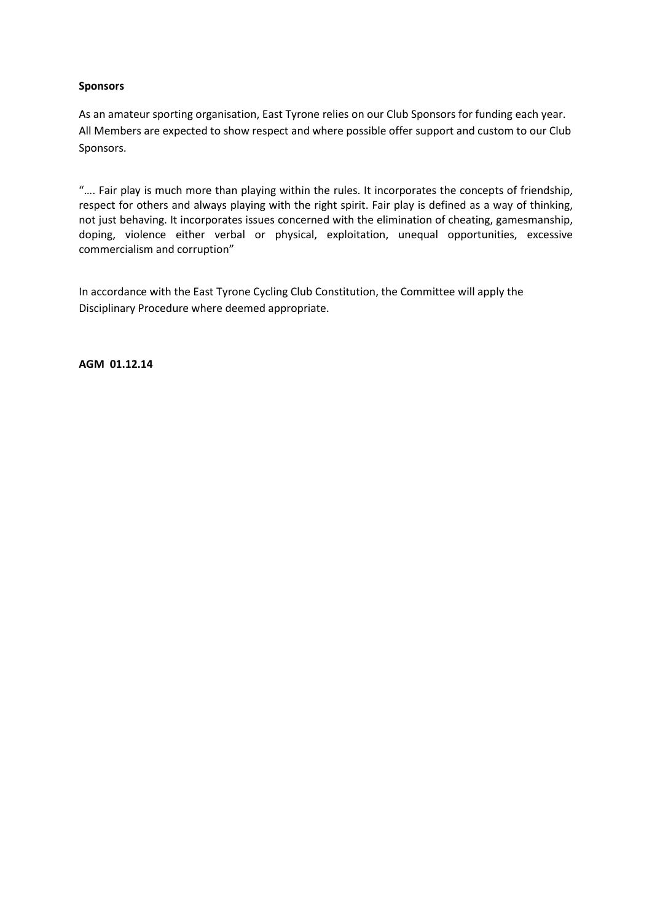**Sponsors**

As an amateur sporting organisation, East Tyrone relies on our Club Sponsors for funding each year. All Members are expected to show respect and where possible offer support and custom to our Club Sponsors.

"…. Fair play is much more than playing within the rules. It incorporates the concepts of friendship, respect for others and always playing with the right spirit. Fair play is defined as a way of thinking, not just behaving. It incorporates issues concerned with the elimination of cheating, gamesmanship, doping, violence either verbal or physical, exploitation, unequal opportunities, excessive commercialism and corruption"

In accordance with the East Tyrone Cycling Club Constitution, the Committee will apply the Disciplinary Procedure where deemed appropriate.

**AGM 01.12.14**